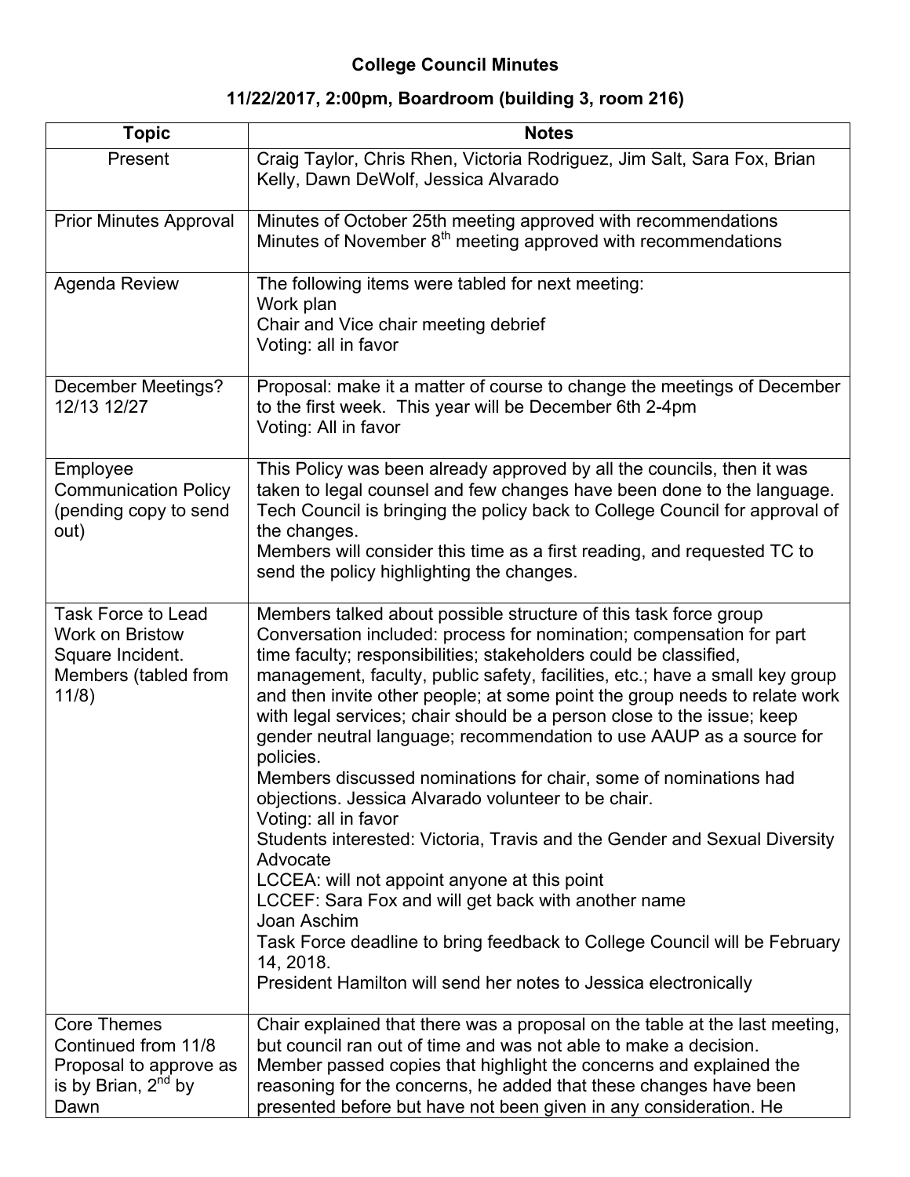**College Council Minutes**

**11/22/2017, 2:00pm, Boardroom (building 3, room 216)**

| Topic | Notes |
|---|---|
| Present | Craig Taylor, Chris Rhen, Victoria Rodriguez, Jim Salt, Sara Fox, Brian Kelly, Dawn DeWolf, Jessica Alvarado |
| Prior Minutes Approval | Minutes of October 25th meeting approved with recommendations<br>Minutes of November 8th meeting approved with recommendations |
| Agenda Review | The following items were tabled for next meeting:<br>Work plan<br>Chair and Vice chair meeting debrief<br>Voting: all in favor |
| December Meetings? 12/13 12/27 | Proposal: make it a matter of course to change the meetings of December to the first week. This year will be December 6th 2-4pm<br>Voting: All in favor |
| Employee Communication Policy (pending copy to send out) | This Policy was been already approved by all the councils, then it was taken to legal counsel and few changes have been done to the language. Tech Council is bringing the policy back to College Council for approval of the changes.<br>Members will consider this time as a first reading, and requested TC to send the policy highlighting the changes. |
| Task Force to Lead Work on Bristow Square Incident. Members (tabled from 11/8) | Members talked about possible structure of this task force group<br>Conversation included: process for nomination; compensation for part time faculty; responsibilities; stakeholders could be classified, management, faculty, public safety, facilities, etc.; have a small key group and then invite other people; at some point the group needs to relate work with legal services; chair should be a person close to the issue; keep gender neutral language; recommendation to use AAUP as a source for policies.<br>Members discussed nominations for chair, some of nominations had objections. Jessica Alvarado volunteer to be chair.<br>Voting: all in favor<br>Students interested: Victoria, Travis and the Gender and Sexual Diversity Advocate<br>LCCEA: will not appoint anyone at this point<br>LCCEF: Sara Fox and will get back with another name<br>Joan Aschim<br>Task Force deadline to bring feedback to College Council will be February 14, 2018.<br>President Hamilton will send her notes to Jessica electronically |
| Core Themes Continued from 11/8 Proposal to approve as is by Brian, 2nd by Dawn | Chair explained that there was a proposal on the table at the last meeting, but council ran out of time and was not able to make a decision.<br>Member passed copies that highlight the concerns and explained the reasoning for the concerns, he added that these changes have been presented before but have not been given in any consideration. He |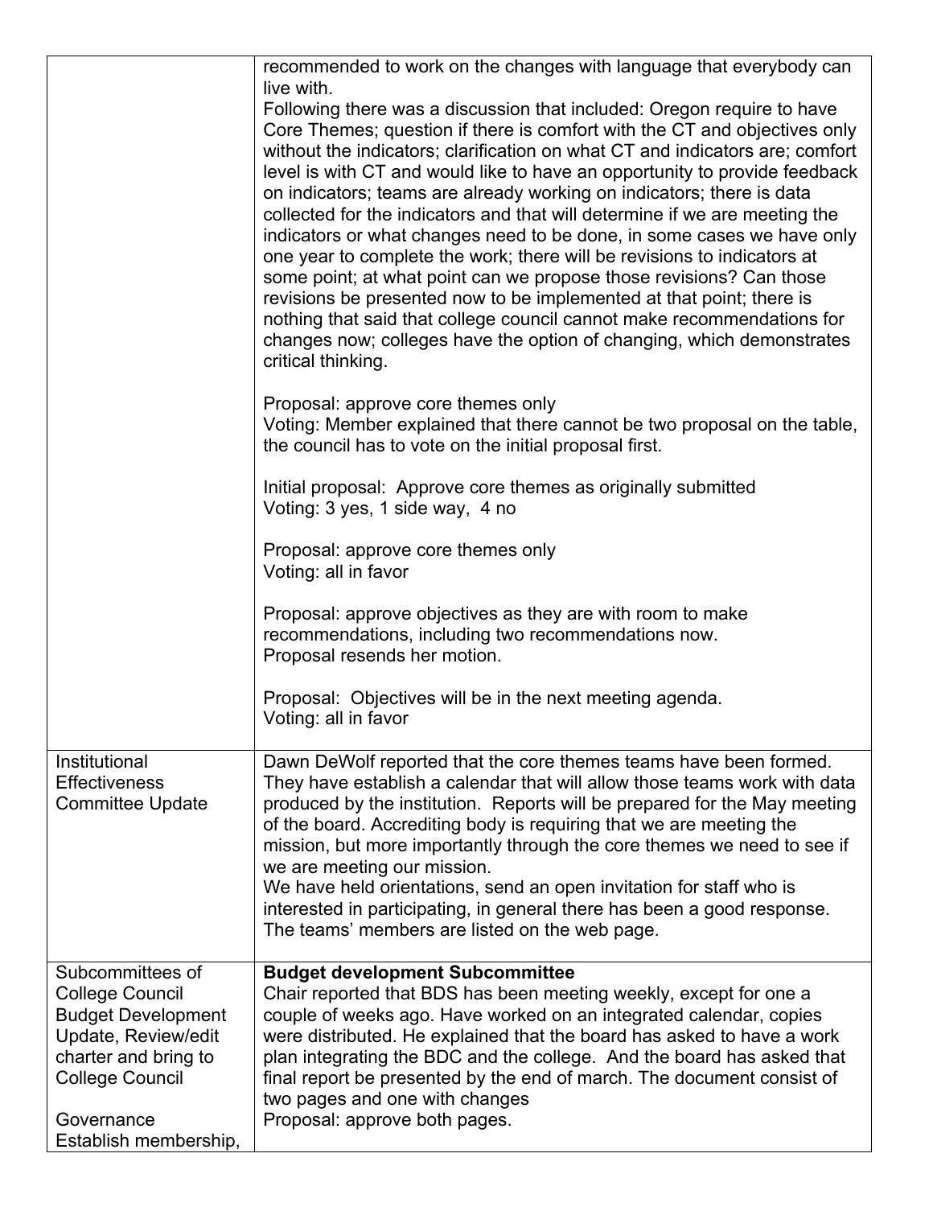| | |
|---|---|
| | recommended to work on the changes with language that everybody can live with.<br>Following there was a discussion that included: Oregon require to have Core Themes; question if there is comfort with the CT and objectives only without the indicators; clarification on what CT and indicators are; comfort level is with CT and would like to have an opportunity to provide feedback on indicators; teams are already working on indicators; there is data collected for the indicators and that will determine if we are meeting the indicators or what changes need to be done, in some cases we have only one year to complete the work; there will be revisions to indicators at some point; at what point can we propose those revisions? Can those revisions be presented now to be implemented at that point; there is nothing that said that college council cannot make recommendations for changes now; colleges have the option of changing, which demonstrates critical thinking.<br><br>Proposal: approve core themes only<br>Voting: Member explained that there cannot be two proposal on the table, the council has to vote on the initial proposal first.<br><br>Initial proposal: Approve core themes as originally submitted<br>Voting: 3 yes, 1 side way, 4 no<br><br>Proposal: approve core themes only<br>Voting: all in favor<br><br>Proposal: approve objectives as they are with room to make recommendations, including two recommendations now.<br>Proposal resends her motion.<br><br>Proposal: Objectives will be in the next meeting agenda.<br>Voting: all in favor |
| Institutional Effectiveness Committee Update | Dawn DeWolf reported that the core themes teams have been formed. They have establish a calendar that will allow those teams work with data produced by the institution. Reports will be prepared for the May meeting of the board. Accrediting body is requiring that we are meeting the mission, but more importantly through the core themes we need to see if we are meeting our mission.<br>We have held orientations, send an open invitation for staff who is interested in participating, in general there has been a good response. The teams' members are listed on the web page. |
| Subcommittees of College Council<br>Budget Development Update, Review/edit charter and bring to College Council<br><br>Governance<br>Establish membership, | **Budget development Subcommittee**<br>Chair reported that BDS has been meeting weekly, except for one a couple of weeks ago. Have worked on an integrated calendar, copies were distributed. He explained that the board has asked to have a work plan integrating the BDC and the college. And the board has asked that final report be presented by the end of march. The document consist of two pages and one with changes<br>Proposal: approve both pages. |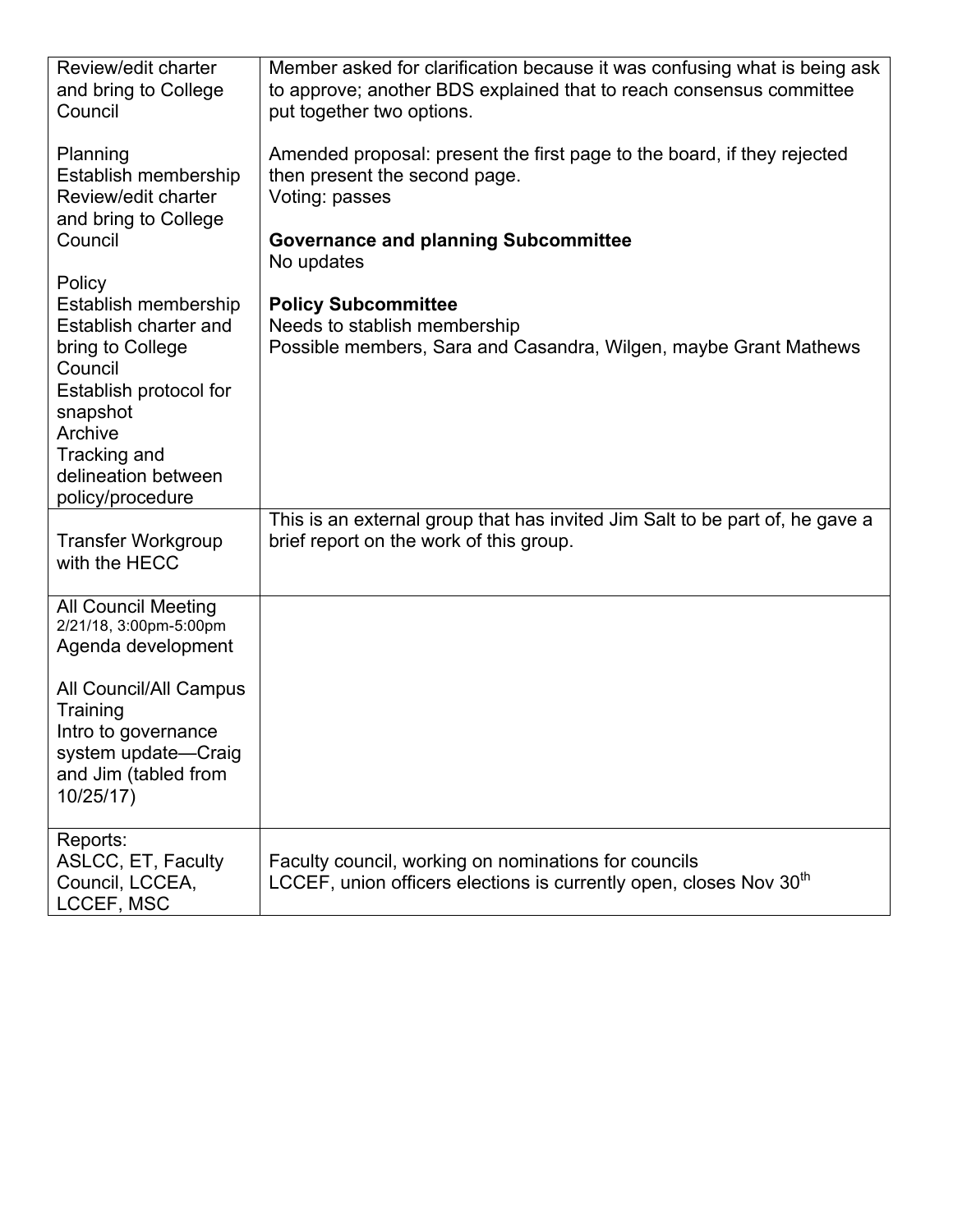| | |
|---|---|
| Review/edit charter and bring to College Council<br><br>Planning<br>Establish membership<br>Review/edit charter and bring to College Council<br><br>Policy<br>Establish membership<br>Establish charter and bring to College Council<br>Establish protocol for snapshot<br>Archive<br>Tracking and delineation between policy/procedure | Member asked for clarification because it was confusing what is being ask to approve; another BDS explained that to reach consensus committee put together two options.<br><br>Amended proposal: present the first page to the board, if they rejected then present the second page.<br>Voting: passes<br><br>**Governance and planning Subcommittee**<br>No updates<br><br>**Policy Subcommittee**<br>Needs to stablish membership<br>Possible members, Sara and Casandra, Wilgen, maybe Grant Mathews |
| Transfer Workgroup with the HECC | This is an external group that has invited Jim Salt to be part of, he gave a brief report on the work of this group. |
| All Council Meeting<br>2/21/18, 3:00pm-5:00pm<br>Agenda development<br><br>All Council/All Campus Training<br>Intro to governance system update—Craig and Jim (tabled from 10/25/17) | |
| Reports:<br>ASLCC, ET, Faculty Council, LCCEA, LCCEF, MSC | Faculty council, working on nominations for councils<br>LCCEF, union officers elections is currently open, closes Nov 30th |